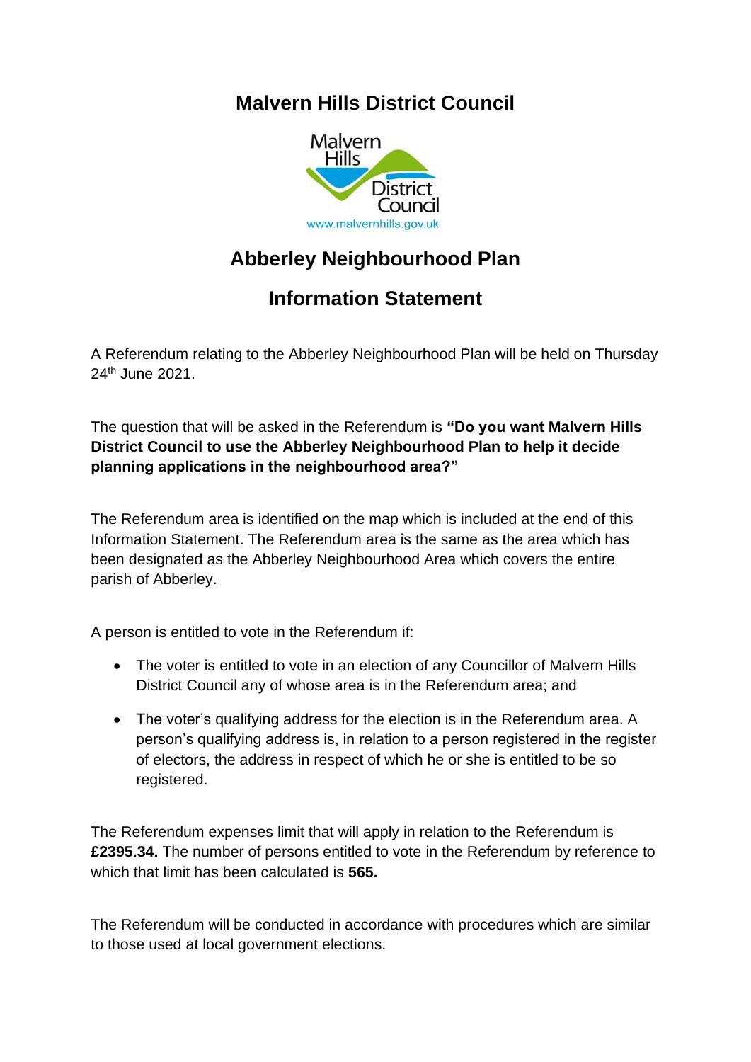# Malvern Hills District Council

# Abberley Neighbourhood Plan

## Information Statement

A Referendum relating to the Abberley Neighbourhood Plan will be held on Thursday 24th June 2021.

The question that will be asked in the Referendum is **"Do you want Malvern Hills District Council to use the Abberley Neighbourhood Plan to help it decide planning applications in the neighbourhood area?"**

The Referendum area is identified on the map which is included at the end of this Information Statement. The Referendum area is the same as the area which has been designated as the Abberley Neighbourhood Area which covers the entire parish of Abberley.

A person is entitled to vote in the Referendum if:

- The voter is entitled to vote in an election of any Councillor of Malvern Hills District Council any of whose area is in the Referendum area; and
- The voter's qualifying address for the election is in the Referendum area. A person's qualifying address is, in relation to a person registered in the register of electors, the address in respect of which he or she is entitled to be so registered.

The Referendum expenses limit that will apply in relation to the Referendum is **£2395.34.** The number of persons entitled to vote in the Referendum by reference to which that limit has been calculated is **565.**

The Referendum will be conducted in accordance with procedures which are similar to those used at local government elections.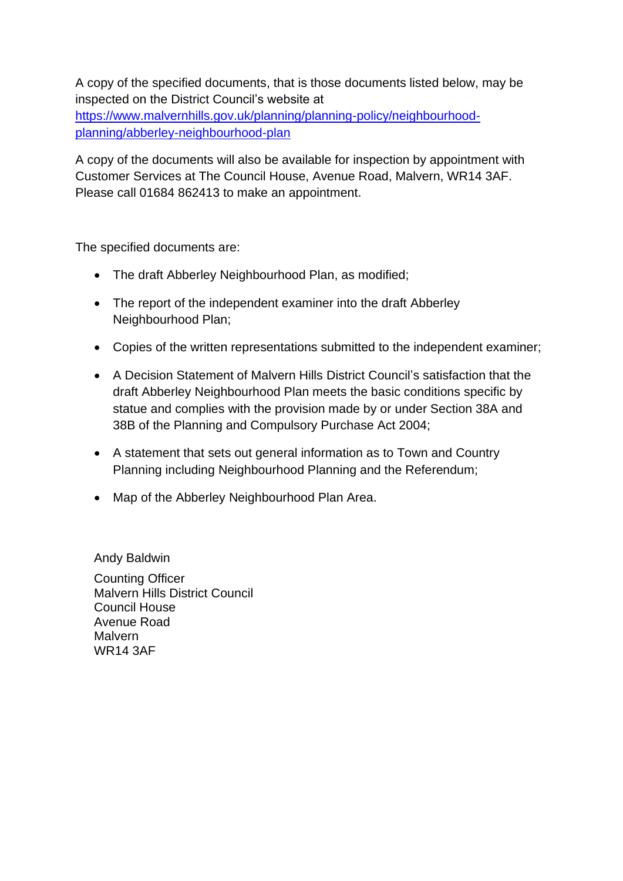A copy of the specified documents, that is those documents listed below, may be inspected on the District Council's website at [https://www.malvernhills.gov.uk/planning/planning-policy/neighbourhood-planning/abberley-neighbourhood-plan](https://www.malvernhills.gov.uk/planning/planning-policy/neighbourhood-planning/abberley-neighbourhood-plan)

A copy of the documents will also be available for inspection by appointment with Customer Services at The Council House, Avenue Road, Malvern, WR14 3AF. Please call 01684 862413 to make an appointment.

The specified documents are:

- The draft Abberley Neighbourhood Plan, as modified;
- The report of the independent examiner into the draft Abberley Neighbourhood Plan;
- Copies of the written representations submitted to the independent examiner;
- A Decision Statement of Malvern Hills District Council's satisfaction that the draft Abberley Neighbourhood Plan meets the basic conditions specific by statue and complies with the provision made by or under Section 38A and 38B of the Planning and Compulsory Purchase Act 2004;
- A statement that sets out general information as to Town and Country Planning including Neighbourhood Planning and the Referendum;
- Map of the Abberley Neighbourhood Plan Area.

Andy Baldwin

Counting Officer
Malvern Hills District Council
Council House
Avenue Road
Malvern
WR14 3AF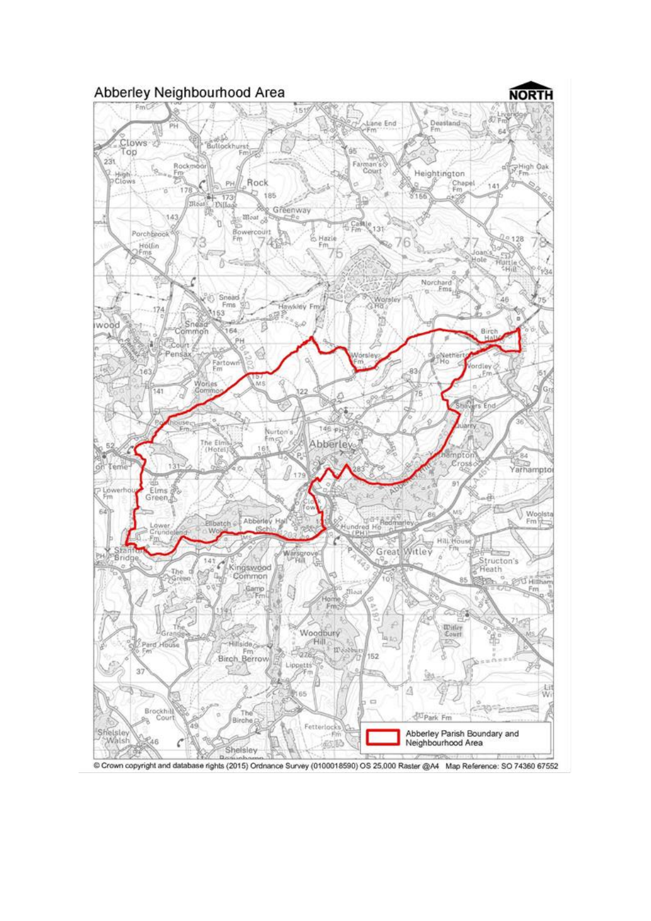# Abberley Neighbourhood Area

NORTH

Abberley Parish Boundary and Neighbourhood Area

© Crown copyright and database rights (2015) Ordnance Survey (0100018590) OS 25,000 Raster @A4 Map Reference: SO 74360 67552